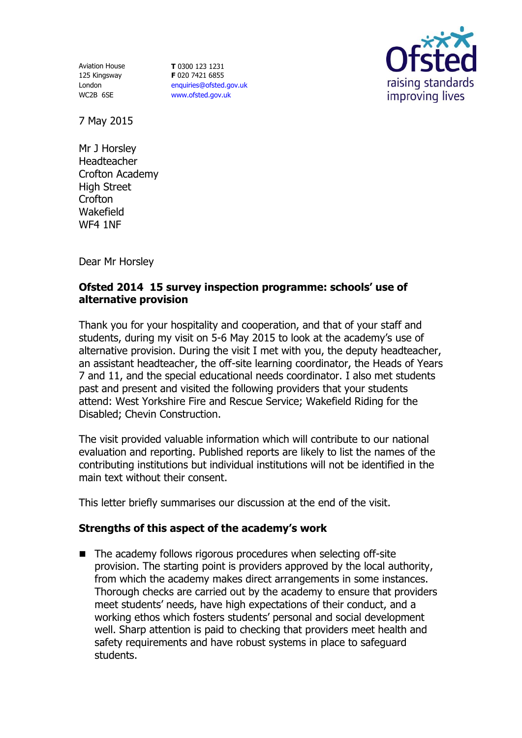Aviation House
125 Kingsway
London
WC2B 6SE

**T** 0300 123 1231
**F** 020 7421 6855
enquiries@ofsted.gov.uk
www.ofsted.gov.uk

7 May 2015

Mr J Horsley
Headteacher
Crofton Academy
High Street
Crofton
Wakefield
WF4 1NF

Dear Mr Horsley

**Ofsted 2014 15 survey inspection programme: schools' use of alternative provision**

Thank you for your hospitality and cooperation, and that of your staff and students, during my visit on 5-6 May 2015 to look at the academy's use of alternative provision. During the visit I met with you, the deputy headteacher, an assistant headteacher, the off-site learning coordinator, the Heads of Years 7 and 11, and the special educational needs coordinator. I also met students past and present and visited the following providers that your students attend: West Yorkshire Fire and Rescue Service; Wakefield Riding for the Disabled; Chevin Construction.

The visit provided valuable information which will contribute to our national evaluation and reporting. Published reports are likely to list the names of the contributing institutions but individual institutions will not be identified in the main text without their consent.

This letter briefly summarises our discussion at the end of the visit.

**Strengths of this aspect of the academy's work**

- The academy follows rigorous procedures when selecting off-site provision. The starting point is providers approved by the local authority, from which the academy makes direct arrangements in some instances. Thorough checks are carried out by the academy to ensure that providers meet students' needs, have high expectations of their conduct, and a working ethos which fosters students' personal and social development well. Sharp attention is paid to checking that providers meet health and safety requirements and have robust systems in place to safeguard students.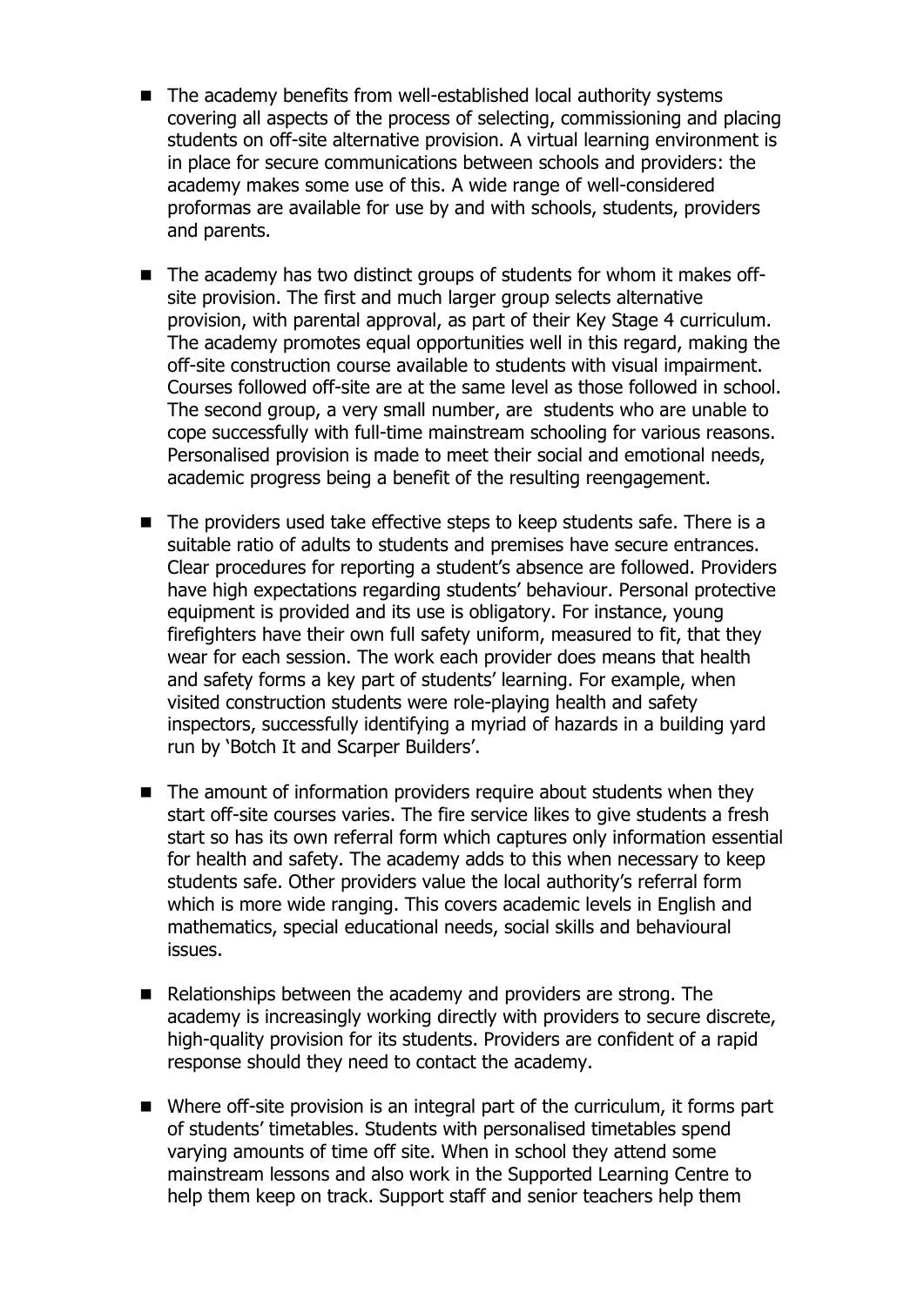- The academy benefits from well-established local authority systems covering all aspects of the process of selecting, commissioning and placing students on off-site alternative provision. A virtual learning environment is in place for secure communications between schools and providers: the academy makes some use of this. A wide range of well-considered proformas are available for use by and with schools, students, providers and parents.

- The academy has two distinct groups of students for whom it makes off-site provision. The first and much larger group selects alternative provision, with parental approval, as part of their Key Stage 4 curriculum. The academy promotes equal opportunities well in this regard, making the off-site construction course available to students with visual impairment. Courses followed off-site are at the same level as those followed in school. The second group, a very small number, are students who are unable to cope successfully with full-time mainstream schooling for various reasons. Personalised provision is made to meet their social and emotional needs, academic progress being a benefit of the resulting reengagement.

- The providers used take effective steps to keep students safe. There is a suitable ratio of adults to students and premises have secure entrances. Clear procedures for reporting a student's absence are followed. Providers have high expectations regarding students' behaviour. Personal protective equipment is provided and its use is obligatory. For instance, young firefighters have their own full safety uniform, measured to fit, that they wear for each session. The work each provider does means that health and safety forms a key part of students' learning. For example, when visited construction students were role-playing health and safety inspectors, successfully identifying a myriad of hazards in a building yard run by 'Botch It and Scarper Builders'.

- The amount of information providers require about students when they start off-site courses varies. The fire service likes to give students a fresh start so has its own referral form which captures only information essential for health and safety. The academy adds to this when necessary to keep students safe. Other providers value the local authority's referral form which is more wide ranging. This covers academic levels in English and mathematics, special educational needs, social skills and behavioural issues.

- Relationships between the academy and providers are strong. The academy is increasingly working directly with providers to secure discrete, high-quality provision for its students. Providers are confident of a rapid response should they need to contact the academy.

- Where off-site provision is an integral part of the curriculum, it forms part of students' timetables. Students with personalised timetables spend varying amounts of time off site. When in school they attend some mainstream lessons and also work in the Supported Learning Centre to help them keep on track. Support staff and senior teachers help them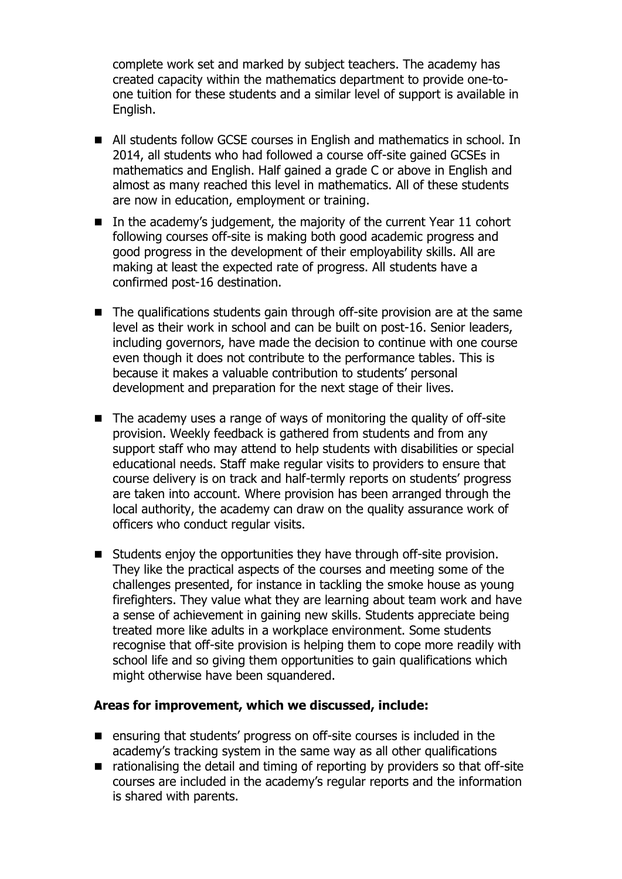complete work set and marked by subject teachers. The academy has created capacity within the mathematics department to provide one-to-one tuition for these students and a similar level of support is available in English.

- All students follow GCSE courses in English and mathematics in school. In 2014, all students who had followed a course off-site gained GCSEs in mathematics and English. Half gained a grade C or above in English and almost as many reached this level in mathematics. All of these students are now in education, employment or training.
- In the academy's judgement, the majority of the current Year 11 cohort following courses off-site is making both good academic progress and good progress in the development of their employability skills. All are making at least the expected rate of progress. All students have a confirmed post-16 destination.
- The qualifications students gain through off-site provision are at the same level as their work in school and can be built on post-16. Senior leaders, including governors, have made the decision to continue with one course even though it does not contribute to the performance tables. This is because it makes a valuable contribution to students' personal development and preparation for the next stage of their lives.
- The academy uses a range of ways of monitoring the quality of off-site provision. Weekly feedback is gathered from students and from any support staff who may attend to help students with disabilities or special educational needs. Staff make regular visits to providers to ensure that course delivery is on track and half-termly reports on students' progress are taken into account. Where provision has been arranged through the local authority, the academy can draw on the quality assurance work of officers who conduct regular visits.
- Students enjoy the opportunities they have through off-site provision. They like the practical aspects of the courses and meeting some of the challenges presented, for instance in tackling the smoke house as young firefighters. They value what they are learning about team work and have a sense of achievement in gaining new skills. Students appreciate being treated more like adults in a workplace environment. Some students recognise that off-site provision is helping them to cope more readily with school life and so giving them opportunities to gain qualifications which might otherwise have been squandered.

**Areas for improvement, which we discussed, include:**

- ensuring that students' progress on off-site courses is included in the academy's tracking system in the same way as all other qualifications
- rationalising the detail and timing of reporting by providers so that off-site courses are included in the academy's regular reports and the information is shared with parents.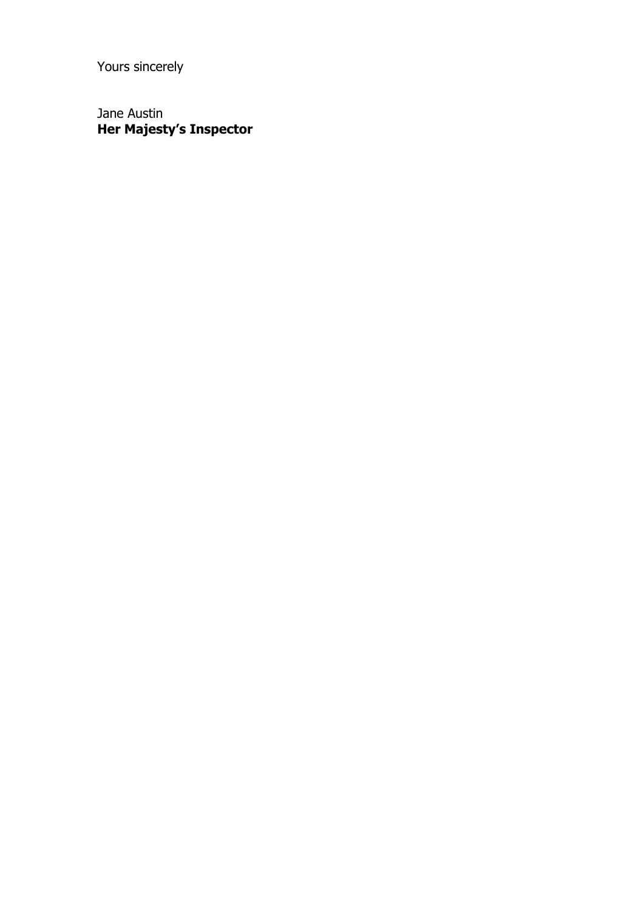Yours sincerely

Jane Austin
**Her Majesty's Inspector**